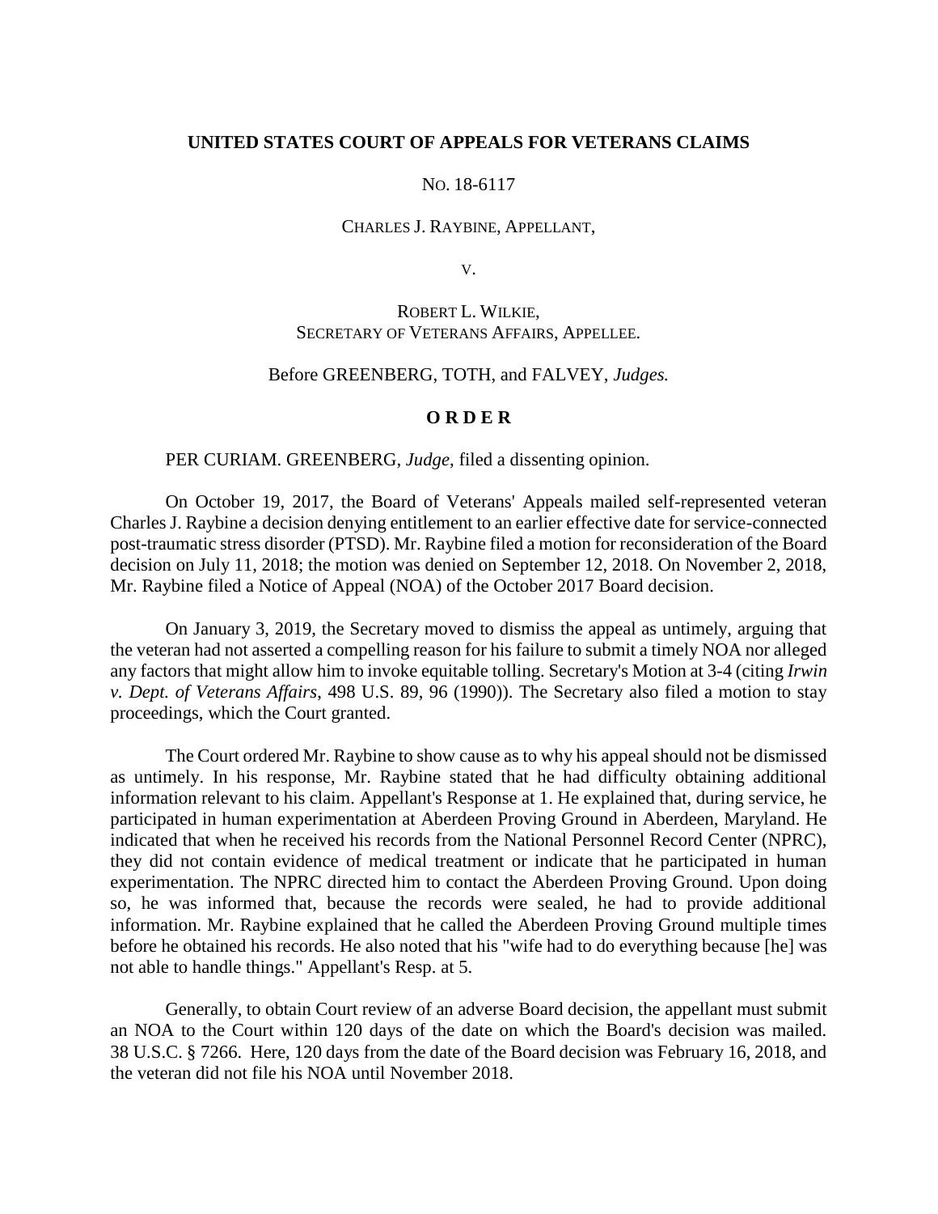**UNITED STATES COURT OF APPEALS FOR VETERANS CLAIMS**

NO. 18-6117

CHARLES J. RAYBINE, APPELLANT,

V.

ROBERT L. WILKIE,
SECRETARY OF VETERANS AFFAIRS, APPELLEE.

Before GREENBERG, TOTH, and FALVEY, *Judges.*

**O R D E R**

PER CURIAM. GREENBERG, *Judge*, filed a dissenting opinion.

On October 19, 2017, the Board of Veterans' Appeals mailed self-represented veteran Charles J. Raybine a decision denying entitlement to an earlier effective date for service-connected post-traumatic stress disorder (PTSD). Mr. Raybine filed a motion for reconsideration of the Board decision on July 11, 2018; the motion was denied on September 12, 2018. On November 2, 2018, Mr. Raybine filed a Notice of Appeal (NOA) of the October 2017 Board decision.

On January 3, 2019, the Secretary moved to dismiss the appeal as untimely, arguing that the veteran had not asserted a compelling reason for his failure to submit a timely NOA nor alleged any factors that might allow him to invoke equitable tolling. Secretary's Motion at 3-4 (citing *Irwin v. Dept. of Veterans Affairs*, 498 U.S. 89, 96 (1990)). The Secretary also filed a motion to stay proceedings, which the Court granted.

The Court ordered Mr. Raybine to show cause as to why his appeal should not be dismissed as untimely. In his response, Mr. Raybine stated that he had difficulty obtaining additional information relevant to his claim. Appellant's Response at 1. He explained that, during service, he participated in human experimentation at Aberdeen Proving Ground in Aberdeen, Maryland. He indicated that when he received his records from the National Personnel Record Center (NPRC), they did not contain evidence of medical treatment or indicate that he participated in human experimentation. The NPRC directed him to contact the Aberdeen Proving Ground. Upon doing so, he was informed that, because the records were sealed, he had to provide additional information. Mr. Raybine explained that he called the Aberdeen Proving Ground multiple times before he obtained his records. He also noted that his "wife had to do everything because [he] was not able to handle things." Appellant's Resp. at 5.

Generally, to obtain Court review of an adverse Board decision, the appellant must submit an NOA to the Court within 120 days of the date on which the Board's decision was mailed. 38 U.S.C. § 7266. Here, 120 days from the date of the Board decision was February 16, 2018, and the veteran did not file his NOA until November 2018.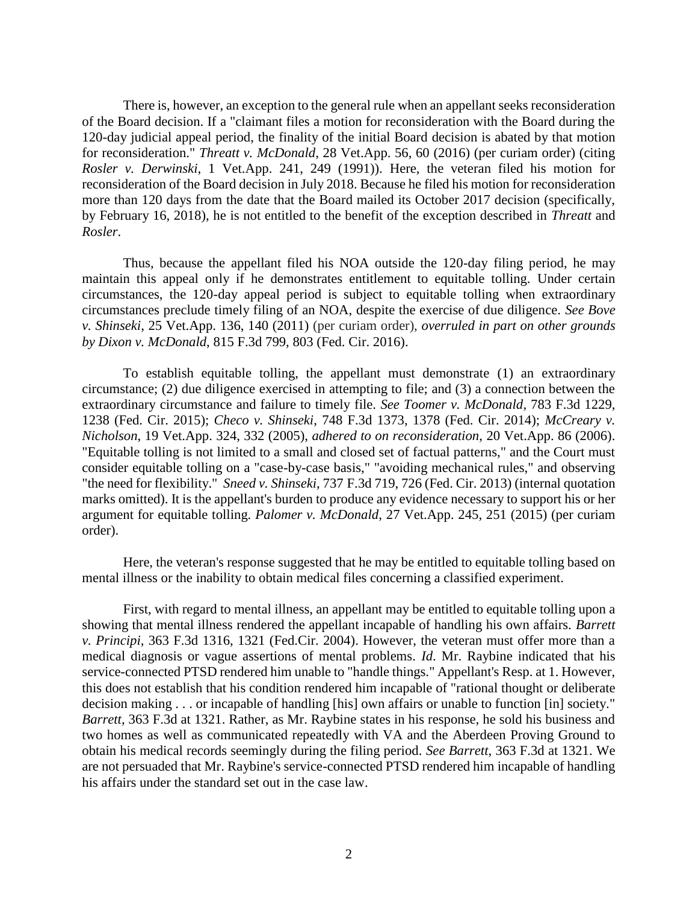There is, however, an exception to the general rule when an appellant seeks reconsideration of the Board decision. If a "claimant files a motion for reconsideration with the Board during the 120-day judicial appeal period, the finality of the initial Board decision is abated by that motion for reconsideration." *Threatt v. McDonald*, 28 Vet.App. 56, 60 (2016) (per curiam order) (citing *Rosler v. Derwinski*, 1 Vet.App. 241, 249 (1991)). Here, the veteran filed his motion for reconsideration of the Board decision in July 2018. Because he filed his motion for reconsideration more than 120 days from the date that the Board mailed its October 2017 decision (specifically, by February 16, 2018), he is not entitled to the benefit of the exception described in *Threatt* and *Rosler*.

Thus, because the appellant filed his NOA outside the 120-day filing period, he may maintain this appeal only if he demonstrates entitlement to equitable tolling. Under certain circumstances, the 120-day appeal period is subject to equitable tolling when extraordinary circumstances preclude timely filing of an NOA, despite the exercise of due diligence. *See Bove v. Shinseki*, 25 Vet.App. 136, 140 (2011) (per curiam order), *overruled in part on other grounds by Dixon v. McDonald*, 815 F.3d 799, 803 (Fed. Cir. 2016).

To establish equitable tolling, the appellant must demonstrate (1) an extraordinary circumstance; (2) due diligence exercised in attempting to file; and (3) a connection between the extraordinary circumstance and failure to timely file. *See Toomer v. McDonald*, 783 F.3d 1229, 1238 (Fed. Cir. 2015); *Checo v. Shinseki*, 748 F.3d 1373, 1378 (Fed. Cir. 2014); *McCreary v. Nicholson*, 19 Vet.App. 324, 332 (2005), *adhered to on reconsideration*, 20 Vet.App. 86 (2006). "Equitable tolling is not limited to a small and closed set of factual patterns," and the Court must consider equitable tolling on a "case-by-case basis," "avoiding mechanical rules," and observing "the need for flexibility." *Sneed v. Shinseki*, 737 F.3d 719, 726 (Fed. Cir. 2013) (internal quotation marks omitted). It is the appellant's burden to produce any evidence necessary to support his or her argument for equitable tolling. *Palomer v. McDonald*, 27 Vet.App. 245, 251 (2015) (per curiam order).

Here, the veteran's response suggested that he may be entitled to equitable tolling based on mental illness or the inability to obtain medical files concerning a classified experiment.

First, with regard to mental illness, an appellant may be entitled to equitable tolling upon a showing that mental illness rendered the appellant incapable of handling his own affairs. *Barrett v. Principi*, 363 F.3d 1316, 1321 (Fed.Cir. 2004). However, the veteran must offer more than a medical diagnosis or vague assertions of mental problems. *Id*. Mr. Raybine indicated that his service-connected PTSD rendered him unable to "handle things." Appellant's Resp. at 1. However, this does not establish that his condition rendered him incapable of "rational thought or deliberate decision making . . . or incapable of handling [his] own affairs or unable to function [in] society." *Barrett*, 363 F.3d at 1321. Rather, as Mr. Raybine states in his response, he sold his business and two homes as well as communicated repeatedly with VA and the Aberdeen Proving Ground to obtain his medical records seemingly during the filing period. *See Barrett*, 363 F.3d at 1321. We are not persuaded that Mr. Raybine's service-connected PTSD rendered him incapable of handling his affairs under the standard set out in the case law.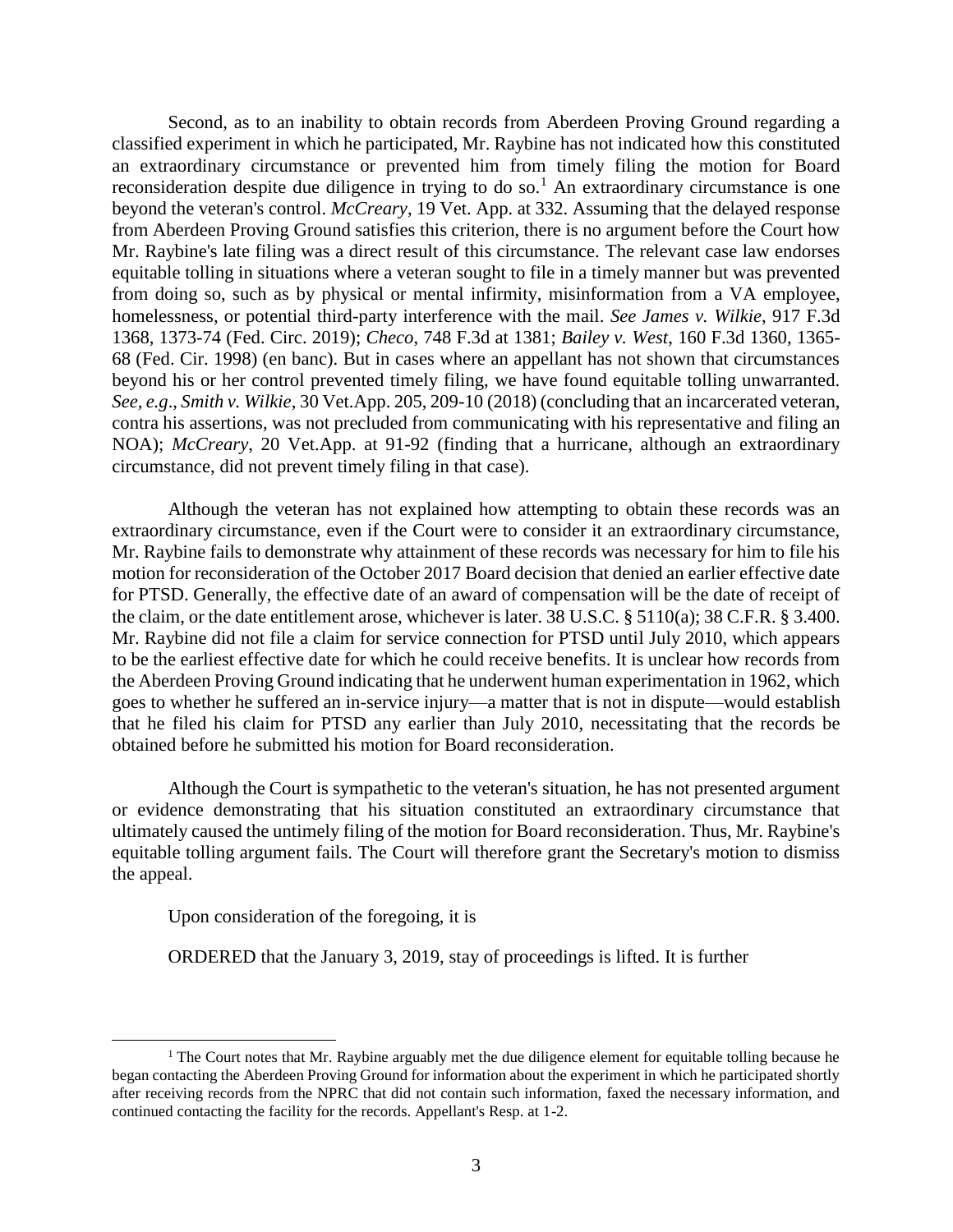Second, as to an inability to obtain records from Aberdeen Proving Ground regarding a classified experiment in which he participated, Mr. Raybine has not indicated how this constituted an extraordinary circumstance or prevented him from timely filing the motion for Board reconsideration despite due diligence in trying to do so.[1] An extraordinary circumstance is one beyond the veteran's control. *McCreary*, 19 Vet. App. at 332. Assuming that the delayed response from Aberdeen Proving Ground satisfies this criterion, there is no argument before the Court how Mr. Raybine's late filing was a direct result of this circumstance. The relevant case law endorses equitable tolling in situations where a veteran sought to file in a timely manner but was prevented from doing so, such as by physical or mental infirmity, misinformation from a VA employee, homelessness, or potential third-party interference with the mail. *See James v. Wilkie*, 917 F.3d 1368, 1373-74 (Fed. Circ. 2019); *Checo*, 748 F.3d at 1381; *Bailey v. West*, 160 F.3d 1360, 1365-68 (Fed. Cir. 1998) (en banc). But in cases where an appellant has not shown that circumstances beyond his or her control prevented timely filing, we have found equitable tolling unwarranted. *See, e.g.*, *Smith v. Wilkie*, 30 Vet.App. 205, 209-10 (2018) (concluding that an incarcerated veteran, contra his assertions, was not precluded from communicating with his representative and filing an NOA); *McCreary*, 20 Vet.App. at 91-92 (finding that a hurricane, although an extraordinary circumstance, did not prevent timely filing in that case).

Although the veteran has not explained how attempting to obtain these records was an extraordinary circumstance, even if the Court were to consider it an extraordinary circumstance, Mr. Raybine fails to demonstrate why attainment of these records was necessary for him to file his motion for reconsideration of the October 2017 Board decision that denied an earlier effective date for PTSD. Generally, the effective date of an award of compensation will be the date of receipt of the claim, or the date entitlement arose, whichever is later. 38 U.S.C. § 5110(a); 38 C.F.R. § 3.400. Mr. Raybine did not file a claim for service connection for PTSD until July 2010, which appears to be the earliest effective date for which he could receive benefits. It is unclear how records from the Aberdeen Proving Ground indicating that he underwent human experimentation in 1962, which goes to whether he suffered an in-service injury—a matter that is not in dispute—would establish that he filed his claim for PTSD any earlier than July 2010, necessitating that the records be obtained before he submitted his motion for Board reconsideration.

Although the Court is sympathetic to the veteran's situation, he has not presented argument or evidence demonstrating that his situation constituted an extraordinary circumstance that ultimately caused the untimely filing of the motion for Board reconsideration. Thus, Mr. Raybine's equitable tolling argument fails. The Court will therefore grant the Secretary's motion to dismiss the appeal.

Upon consideration of the foregoing, it is

ORDERED that the January 3, 2019, stay of proceedings is lifted. It is further

---

[1] The Court notes that Mr. Raybine arguably met the due diligence element for equitable tolling because he began contacting the Aberdeen Proving Ground for information about the experiment in which he participated shortly after receiving records from the NPRC that did not contain such information, faxed the necessary information, and continued contacting the facility for the records. Appellant's Resp. at 1-2.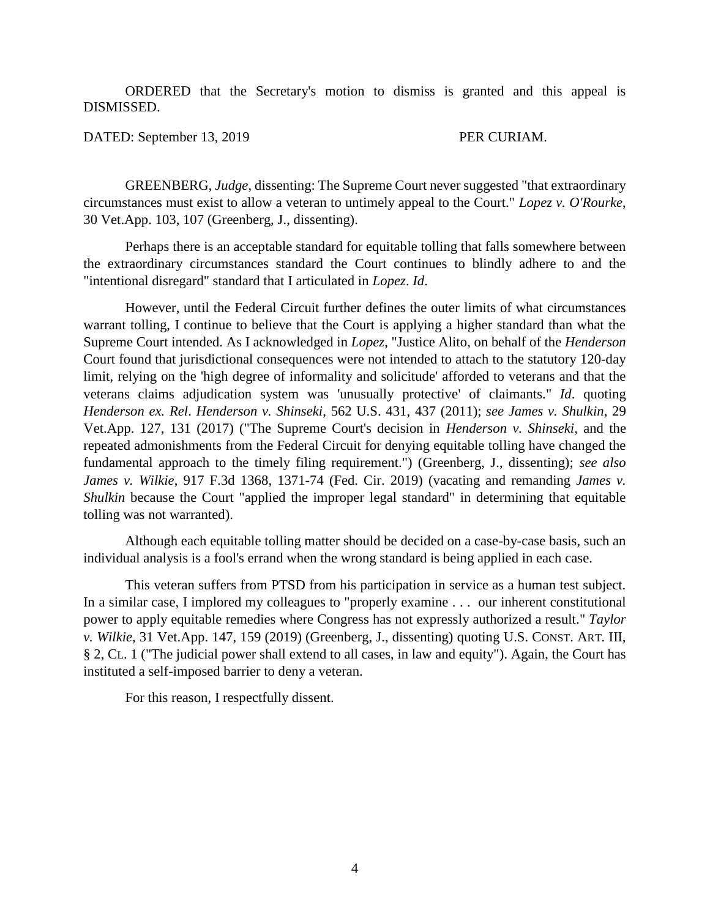ORDERED that the Secretary's motion to dismiss is granted and this appeal is DISMISSED.

DATED: September 13, 2019 PER CURIAM.

GREENBERG, *Judge*, dissenting: The Supreme Court never suggested "that extraordinary circumstances must exist to allow a veteran to untimely appeal to the Court." *Lopez v. O'Rourke*, 30 Vet.App. 103, 107 (Greenberg, J., dissenting).

Perhaps there is an acceptable standard for equitable tolling that falls somewhere between the extraordinary circumstances standard the Court continues to blindly adhere to and the "intentional disregard" standard that I articulated in *Lopez*. *Id*.

However, until the Federal Circuit further defines the outer limits of what circumstances warrant tolling, I continue to believe that the Court is applying a higher standard than what the Supreme Court intended. As I acknowledged in *Lopez*, "Justice Alito, on behalf of the *Henderson* Court found that jurisdictional consequences were not intended to attach to the statutory 120-day limit, relying on the 'high degree of informality and solicitude' afforded to veterans and that the veterans claims adjudication system was 'unusually protective' of claimants." *Id*. quoting *Henderson ex. Rel*. *Henderson v. Shinseki*, 562 U.S. 431, 437 (2011); *see James v. Shulkin*, 29 Vet.App. 127, 131 (2017) ("The Supreme Court's decision in *Henderson v. Shinseki*, and the repeated admonishments from the Federal Circuit for denying equitable tolling have changed the fundamental approach to the timely filing requirement.") (Greenberg, J., dissenting); *see also James v. Wilkie*, 917 F.3d 1368, 1371-74 (Fed. Cir. 2019) (vacating and remanding *James v. Shulkin* because the Court "applied the improper legal standard" in determining that equitable tolling was not warranted).

Although each equitable tolling matter should be decided on a case-by-case basis, such an individual analysis is a fool's errand when the wrong standard is being applied in each case.

This veteran suffers from PTSD from his participation in service as a human test subject. In a similar case, I implored my colleagues to "properly examine . . . our inherent constitutional power to apply equitable remedies where Congress has not expressly authorized a result." *Taylor v. Wilkie*, 31 Vet.App. 147, 159 (2019) (Greenberg, J., dissenting) quoting U.S. CONST. ART. III, § 2, CL. 1 ("The judicial power shall extend to all cases, in law and equity"). Again, the Court has instituted a self-imposed barrier to deny a veteran.

For this reason, I respectfully dissent.